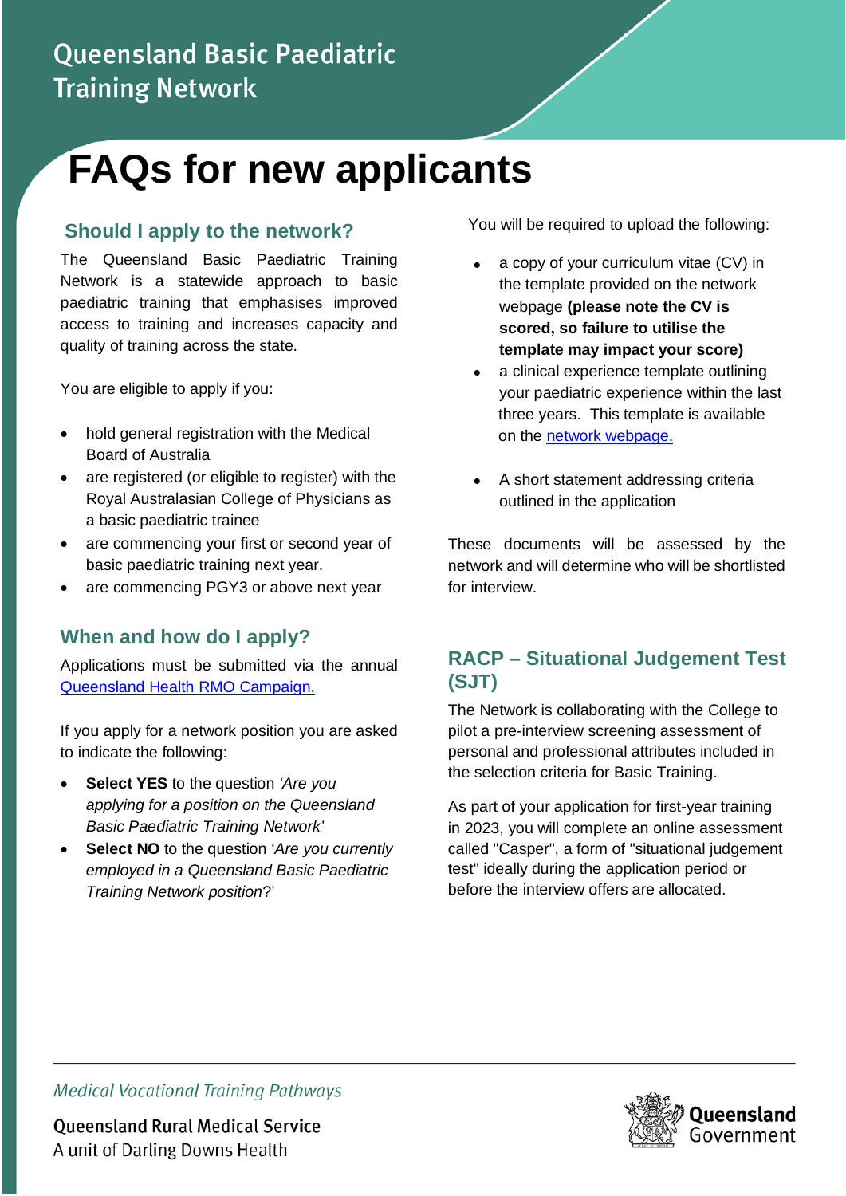# Queensland Basic Paediatric Training Network

# FAQs for new applicants

## Should I apply to the network?

The Queensland Basic Paediatric Training Network is a statewide approach to basic paediatric training that emphasises improved access to training and increases capacity and quality of training across the state.

You are eligible to apply if you:

- hold general registration with the Medical Board of Australia
- are registered (or eligible to register) with the Royal Australasian College of Physicians as a basic paediatric trainee
- are commencing your first or second year of basic paediatric training next year.
- are commencing PGY3 or above next year

## When and how do I apply?

Applications must be submitted via the annual [Queensland Health RMO Campaign.](#)

If you apply for a network position you are asked to indicate the following:

- **Select YES** to the question *'Are you applying for a position on the Queensland Basic Paediatric Training Network'*
- **Select NO** to the question '*Are you currently employed in a Queensland Basic Paediatric Training Network position*?'

You will be required to upload the following:

- a copy of your curriculum vitae (CV) in the template provided on the network webpage **(please note the CV is scored, so failure to utilise the template may impact your score)**
- a clinical experience template outlining your paediatric experience within the last three years. This template is available on the [network webpage.](#)
- A short statement addressing criteria outlined in the application

These documents will be assessed by the network and will determine who will be shortlisted for interview.

## RACP – Situational Judgement Test (SJT)

The Network is collaborating with the College to pilot a pre-interview screening assessment of personal and professional attributes included in the selection criteria for Basic Training.

As part of your application for first-year training in 2023, you will complete an online assessment called "Casper", a form of "situational judgement test" ideally during the application period or before the interview offers are allocated.

*Medical Vocational Training Pathways*

Queensland Rural Medical Service
A unit of Darling Downs Health

Queensland Government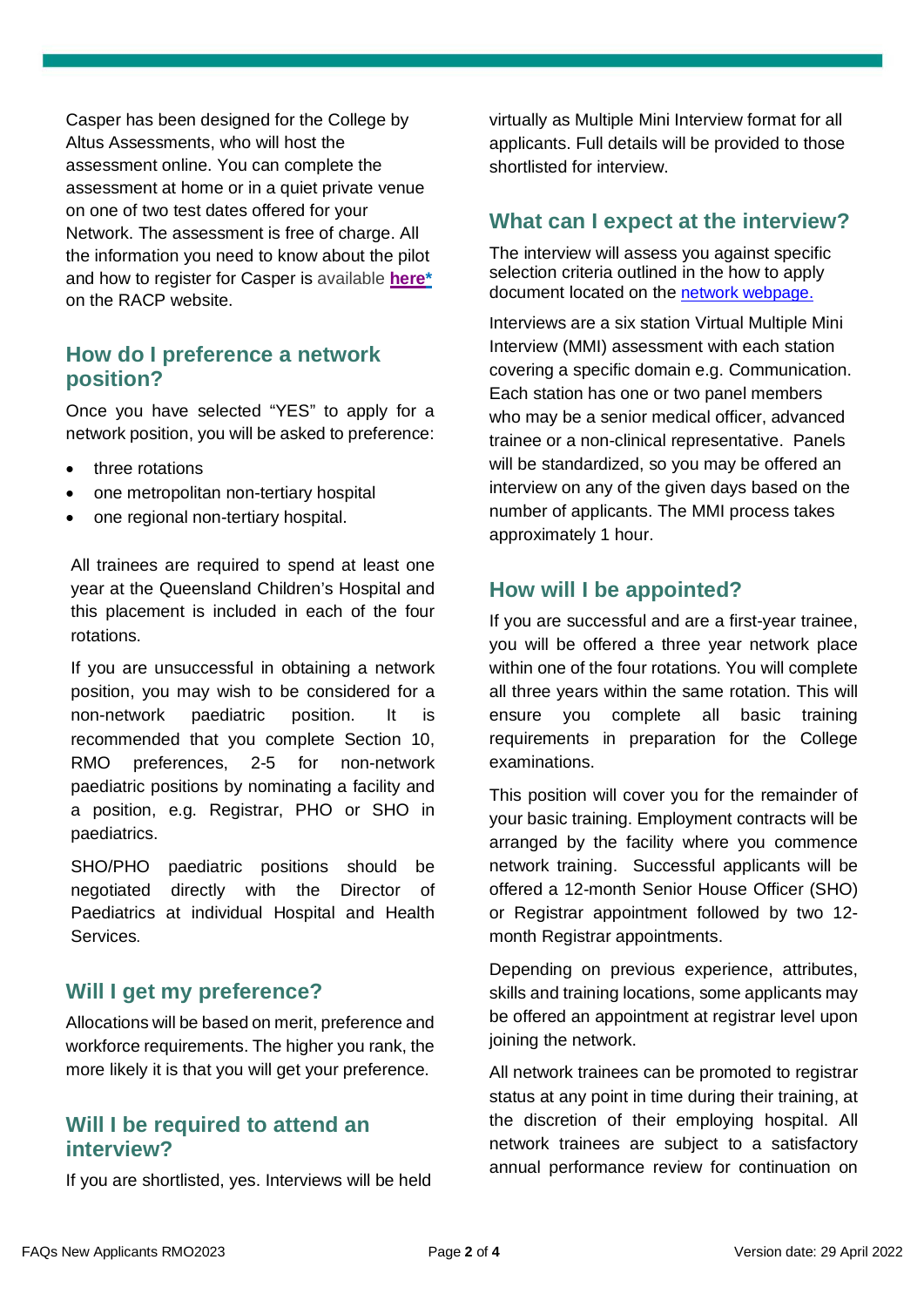Casper has been designed for the College by Altus Assessments, who will host the assessment online. You can complete the assessment at home or in a quiet private venue on one of two test dates offered for your Network. The assessment is free of charge. All the information you need to know about the pilot and how to register for Casper is available **here*** on the RACP website.

## How do I preference a network position?

Once you have selected "YES" to apply for a network position, you will be asked to preference:

- three rotations
- one metropolitan non-tertiary hospital
- one regional non-tertiary hospital.

All trainees are required to spend at least one year at the Queensland Children's Hospital and this placement is included in each of the four rotations.

If you are unsuccessful in obtaining a network position, you may wish to be considered for a non-network paediatric position. It is recommended that you complete Section 10, RMO preferences, 2-5 for non-network paediatric positions by nominating a facility and a position, e.g. Registrar, PHO or SHO in paediatrics.

SHO/PHO paediatric positions should be negotiated directly with the Director of Paediatrics at individual Hospital and Health Services.

## Will I get my preference?

Allocations will be based on merit, preference and workforce requirements. The higher you rank, the more likely it is that you will get your preference.

## Will I be required to attend an interview?

If you are shortlisted, yes. Interviews will be held virtually as Multiple Mini Interview format for all applicants. Full details will be provided to those shortlisted for interview.

## What can I expect at the interview?

The interview will assess you against specific selection criteria outlined in the how to apply document located on the network webpage.

Interviews are a six station Virtual Multiple Mini Interview (MMI) assessment with each station covering a specific domain e.g. Communication. Each station has one or two panel members who may be a senior medical officer, advanced trainee or a non-clinical representative. Panels will be standardized, so you may be offered an interview on any of the given days based on the number of applicants. The MMI process takes approximately 1 hour.

## How will I be appointed?

If you are successful and are a first-year trainee, you will be offered a three year network place within one of the four rotations. You will complete all three years within the same rotation. This will ensure you complete all basic training requirements in preparation for the College examinations.

This position will cover you for the remainder of your basic training. Employment contracts will be arranged by the facility where you commence network training. Successful applicants will be offered a 12-month Senior House Officer (SHO) or Registrar appointment followed by two 12-month Registrar appointments.

Depending on previous experience, attributes, skills and training locations, some applicants may be offered an appointment at registrar level upon joining the network.

All network trainees can be promoted to registrar status at any point in time during their training, at the discretion of their employing hospital. All network trainees are subject to a satisfactory annual performance review for continuation on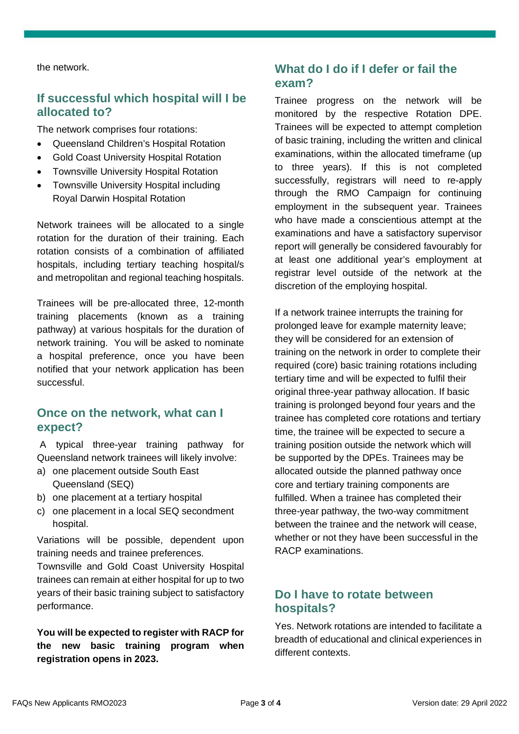the network.

## If successful which hospital will I be allocated to?

The network comprises four rotations:

- Queensland Children's Hospital Rotation
- Gold Coast University Hospital Rotation
- Townsville University Hospital Rotation
- Townsville University Hospital including Royal Darwin Hospital Rotation

Network trainees will be allocated to a single rotation for the duration of their training. Each rotation consists of a combination of affiliated hospitals, including tertiary teaching hospital/s and metropolitan and regional teaching hospitals.

Trainees will be pre-allocated three, 12-month training placements (known as a training pathway) at various hospitals for the duration of network training. You will be asked to nominate a hospital preference, once you have been notified that your network application has been successful.

## Once on the network, what can I expect?

A typical three-year training pathway for Queensland network trainees will likely involve:

a) one placement outside South East Queensland (SEQ)
b) one placement at a tertiary hospital
c) one placement in a local SEQ secondment hospital.

Variations will be possible, dependent upon training needs and trainee preferences.
Townsville and Gold Coast University Hospital trainees can remain at either hospital for up to two years of their basic training subject to satisfactory performance.

**You will be expected to register with RACP for the new basic training program when registration opens in 2023.**

## What do I do if I defer or fail the exam?

Trainee progress on the network will be monitored by the respective Rotation DPE. Trainees will be expected to attempt completion of basic training, including the written and clinical examinations, within the allocated timeframe (up to three years). If this is not completed successfully, registrars will need to re-apply through the RMO Campaign for continuing employment in the subsequent year. Trainees who have made a conscientious attempt at the examinations and have a satisfactory supervisor report will generally be considered favourably for at least one additional year's employment at registrar level outside of the network at the discretion of the employing hospital.

If a network trainee interrupts the training for prolonged leave for example maternity leave; they will be considered for an extension of training on the network in order to complete their required (core) basic training rotations including tertiary time and will be expected to fulfil their original three-year pathway allocation. If basic training is prolonged beyond four years and the trainee has completed core rotations and tertiary time, the trainee will be expected to secure a training position outside the network which will be supported by the DPEs. Trainees may be allocated outside the planned pathway once core and tertiary training components are fulfilled. When a trainee has completed their three-year pathway, the two-way commitment between the trainee and the network will cease, whether or not they have been successful in the RACP examinations.

## Do I have to rotate between hospitals?

Yes. Network rotations are intended to facilitate a breadth of educational and clinical experiences in different contexts.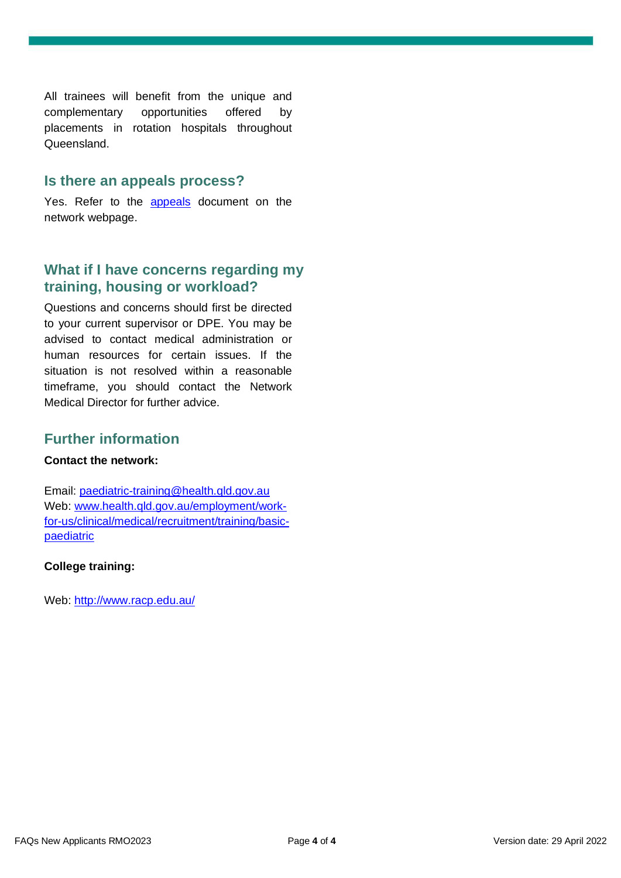All trainees will benefit from the unique and complementary opportunities offered by placements in rotation hospitals throughout Queensland.

## Is there an appeals process?

Yes. Refer to the appeals document on the network webpage.

## What if I have concerns regarding my training, housing or workload?

Questions and concerns should first be directed to your current supervisor or DPE. You may be advised to contact medical administration or human resources for certain issues. If the situation is not resolved within a reasonable timeframe, you should contact the Network Medical Director for further advice.

## Further information

**Contact the network:**

Email: paediatric-training@health.qld.gov.au
Web: www.health.qld.gov.au/employment/work-for-us/clinical/medical/recruitment/training/basic-paediatric

**College training:**

Web: http://www.racp.edu.au/